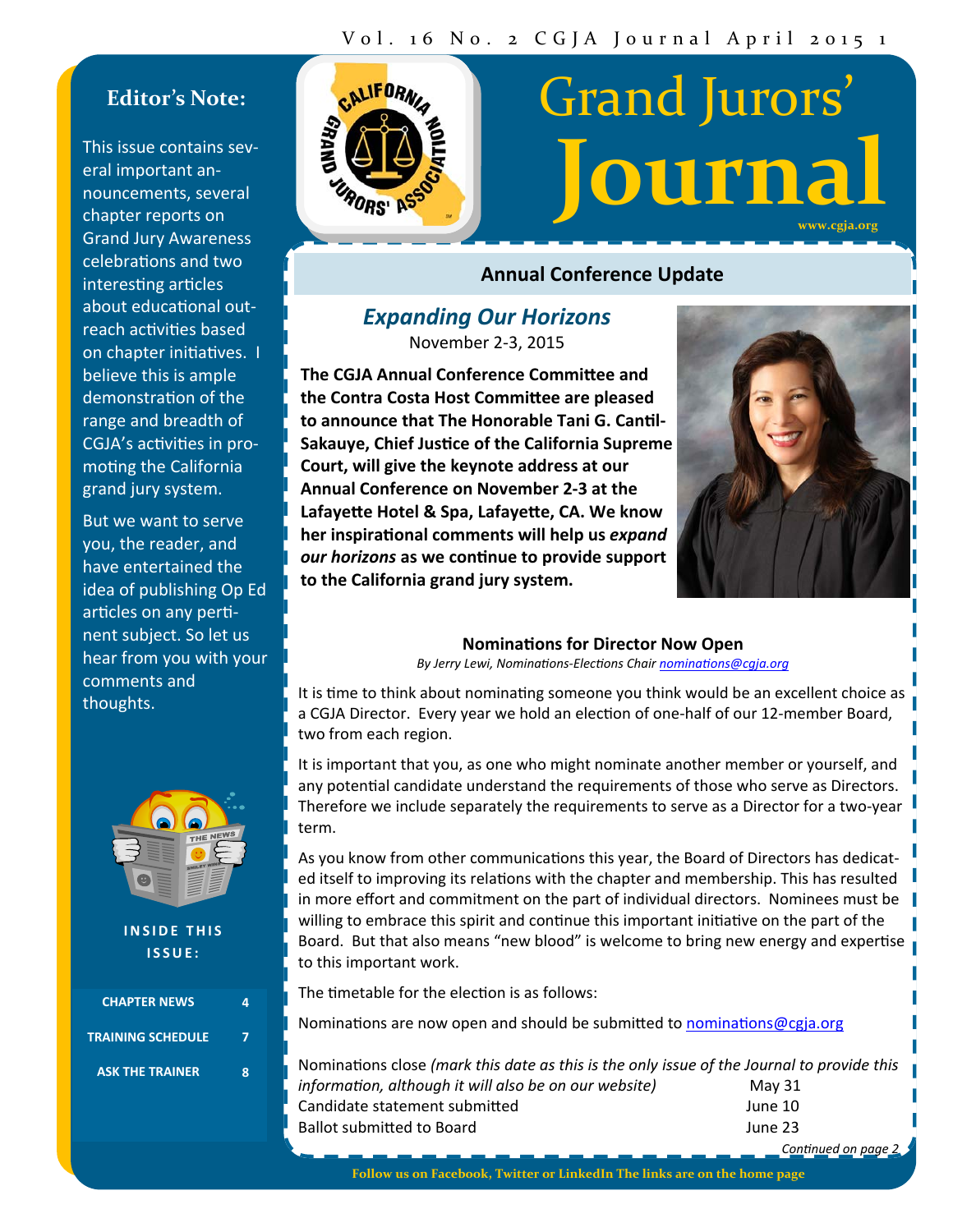# Grand Jurors' Journal

www.cgja.org

## Editor's Note:

This issue contains several important announcements, several chapter reports on Grand Jury Awareness celebrations and two interesting articles about educational outreach activities based on chapter initiatives. I believe this is ample demonstration of the range and breadth of CGJA's activities in promoting the California grand jury system.

But we want to serve you, the reader, and have entertained the idea of publishing Op Ed articles on any pertinent subject. So let us hear from you with your comments and thoughts.

**INSIDE THIS ISSUE:**

| | |
|---|---|
| CHAPTER NEWS | 4 |
| TRAINING SCHEDULE | 7 |
| ASK THE TRAINER | 8 |

## Annual Conference Update

### *Expanding Our Horizons*

November 2-3, 2015

**The CGJA Annual Conference Committee and the Contra Costa Host Committee are pleased to announce that The Honorable Tani G. Cantil-Sakauye, Chief Justice of the California Supreme Court, will give the keynote address at our Annual Conference on November 2-3 at the Lafayette Hotel & Spa, Lafayette, CA. We know her inspirational comments will help us *expand our horizons* as we continue to provide support to the California grand jury system.**

### Nominations for Director Now Open

*By Jerry Lewi, Nominations-Elections Chair nominations@cgja.org*

It is time to think about nominating someone you think would be an excellent choice as a CGJA Director. Every year we hold an election of one-half of our 12-member Board, two from each region.

It is important that you, as one who might nominate another member or yourself, and any potential candidate understand the requirements of those who serve as Directors. Therefore we include separately the requirements to serve as a Director for a two-year term.

As you know from other communications this year, the Board of Directors has dedicated itself to improving its relations with the chapter and membership. This has resulted in more effort and commitment on the part of individual directors. Nominees must be willing to embrace this spirit and continue this important initiative on the part of the Board. But that also means "new blood" is welcome to bring new energy and expertise to this important work.

The timetable for the election is as follows:

Nominations are now open and should be submitted to nominations@cgja.org

| | |
|---|---|
| Nominations close *(mark this date as this is the only issue of the Journal to provide this information, although it will also be on our website)* | May 31 |
| Candidate statement submitted | June 10 |
| Ballot submitted to Board | June 23 |

*Continued on page 2*

Follow us on Facebook, Twitter or LinkedIn The links are on the home page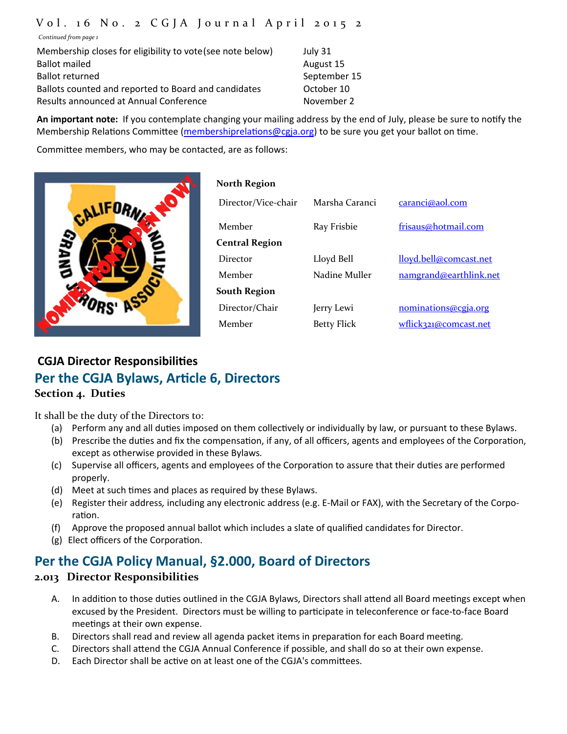*Continued from page 1*

| | |
|---|---|
| Membership closes for eligibility to vote (see note below) | July 31 |
| Ballot mailed | August 15 |
| Ballot returned | September 15 |
| Ballots counted and reported to Board and candidates | October 10 |
| Results announced at Annual Conference | November 2 |

**An important note:** If you contemplate changing your mailing address by the end of July, please be sure to notify the Membership Relations Committee (membershiprelations@cgja.org) to be sure you get your ballot on time.

Committee members, who may be contacted, are as follows:

| | | |
|---|---|---|
| **North Region** | | |
| Director/Vice-chair | Marsha Caranci | caranci@aol.com |
| Member | Ray Frisbie | frisaus@hotmail.com |
| **Central Region** | | |
| Director | Lloyd Bell | lloyd.bell@comcast.net |
| Member | Nadine Muller | namgrand@earthlink.net |
| **South Region** | | |
| Director/Chair | Jerry Lewi | nominations@cgja.org |
| Member | Betty Flick | wflick321@comcast.net |

## CGJA Director Responsibilities

## Per the CGJA Bylaws, Article 6, Directors

### Section 4. Duties

It shall be the duty of the Directors to:

(a) Perform any and all duties imposed on them collectively or individually by law, or pursuant to these Bylaws.
(b) Prescribe the duties and fix the compensation, if any, of all officers, agents and employees of the Corporation, except as otherwise provided in these Bylaws.
(c) Supervise all officers, agents and employees of the Corporation to assure that their duties are performed properly.
(d) Meet at such times and places as required by these Bylaws.
(e) Register their address, including any electronic address (e.g. E-Mail or FAX), with the Secretary of the Corporation.
(f) Approve the proposed annual ballot which includes a slate of qualified candidates for Director.
(g) Elect officers of the Corporation.

## Per the CGJA Policy Manual, §2.000, Board of Directors

### 2.013 Director Responsibilities

A. In addition to those duties outlined in the CGJA Bylaws, Directors shall attend all Board meetings except when excused by the President. Directors must be willing to participate in teleconference or face-to-face Board meetings at their own expense.
B. Directors shall read and review all agenda packet items in preparation for each Board meeting.
C. Directors shall attend the CGJA Annual Conference if possible, and shall do so at their own expense.
D. Each Director shall be active on at least one of the CGJA's committees.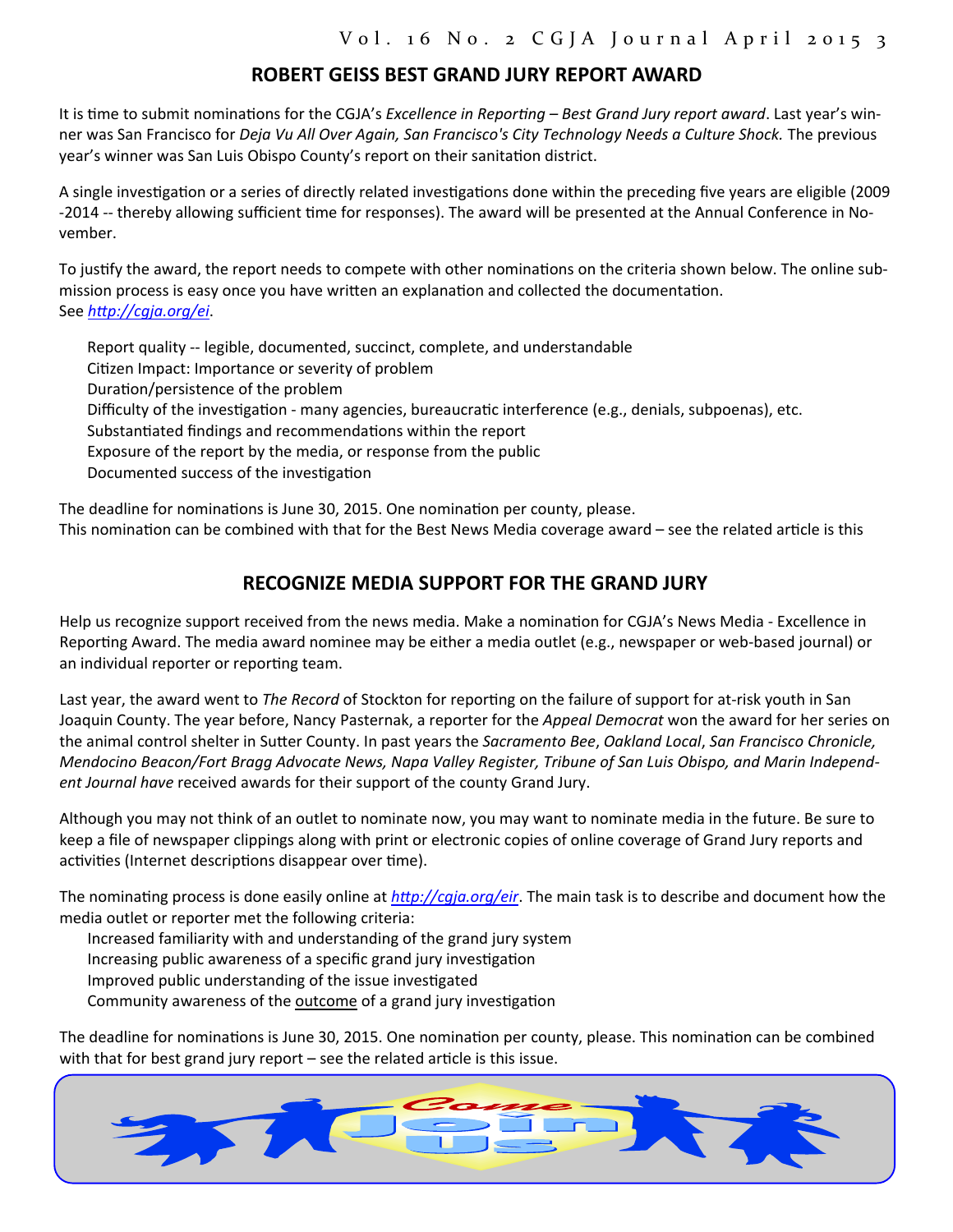## ROBERT GEISS BEST GRAND JURY REPORT AWARD

It is time to submit nominations for the CGJA's *Excellence in Reporting – Best Grand Jury report award*. Last year's winner was San Francisco for *Deja Vu All Over Again, San Francisco's City Technology Needs a Culture Shock.* The previous year's winner was San Luis Obispo County's report on their sanitation district.

A single investigation or a series of directly related investigations done within the preceding five years are eligible (2009 -2014 -- thereby allowing sufficient time for responses). The award will be presented at the Annual Conference in November.

To justify the award, the report needs to compete with other nominations on the criteria shown below. The online submission process is easy once you have written an explanation and collected the documentation.
See *http://cgja.org/ei*.

- Report quality -- legible, documented, succinct, complete, and understandable
- Citizen Impact: Importance or severity of problem
- Duration/persistence of the problem
- Difficulty of the investigation - many agencies, bureaucratic interference (e.g., denials, subpoenas), etc.
- Substantiated findings and recommendations within the report
- Exposure of the report by the media, or response from the public
- Documented success of the investigation

The deadline for nominations is June 30, 2015. One nomination per county, please.
This nomination can be combined with that for the Best News Media coverage award – see the related article is this

## RECOGNIZE MEDIA SUPPORT FOR THE GRAND JURY

Help us recognize support received from the news media. Make a nomination for CGJA's News Media - Excellence in Reporting Award. The media award nominee may be either a media outlet (e.g., newspaper or web-based journal) or an individual reporter or reporting team.

Last year, the award went to *The Record* of Stockton for reporting on the failure of support for at-risk youth in San Joaquin County. The year before, Nancy Pasternak, a reporter for the *Appeal Democrat* won the award for her series on the animal control shelter in Sutter County. In past years the *Sacramento Bee*, *Oakland Local*, *San Francisco Chronicle, Mendocino Beacon/Fort Bragg Advocate News, Napa Valley Register, Tribune of San Luis Obispo, and Marin Independent Journal have* received awards for their support of the county Grand Jury.

Although you may not think of an outlet to nominate now, you may want to nominate media in the future. Be sure to keep a file of newspaper clippings along with print or electronic copies of online coverage of Grand Jury reports and activities (Internet descriptions disappear over time).

The nominating process is done easily online at *http://cgja.org/eir*. The main task is to describe and document how the media outlet or reporter met the following criteria:

- Increased familiarity with and understanding of the grand jury system
- Increasing public awareness of a specific grand jury investigation
- Improved public understanding of the issue investigated
- Community awareness of the outcome of a grand jury investigation

The deadline for nominations is June 30, 2015. One nomination per county, please. This nomination can be combined with that for best grand jury report – see the related article is this issue.

Come Join Us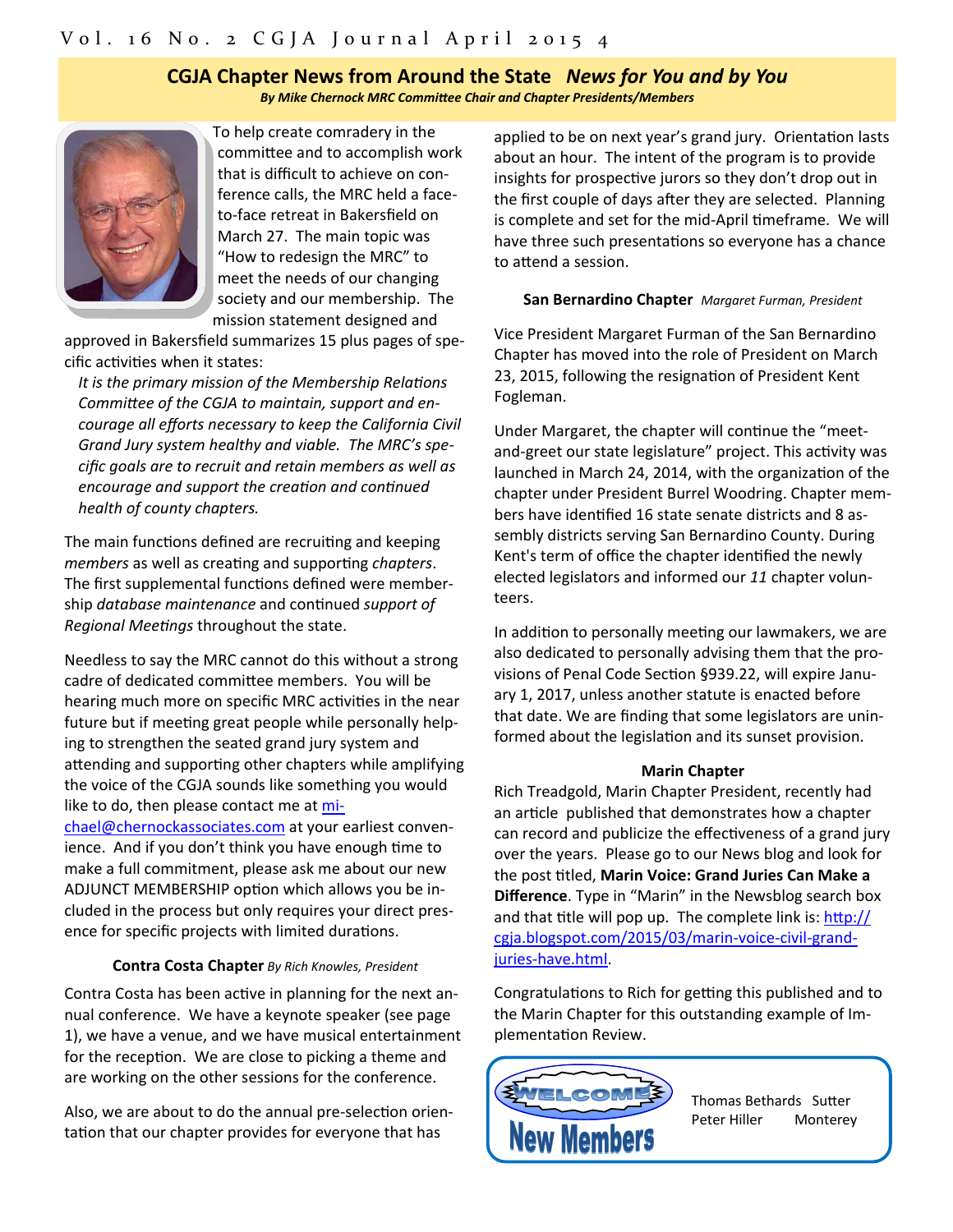## CGJA Chapter News from Around the State *News for You and by You*

***By Mike Chernock MRC Committee Chair and Chapter Presidents/Members***

To help create comradery in the committee and to accomplish work that is difficult to achieve on conference calls, the MRC held a face-to-face retreat in Bakersfield on March 27. The main topic was "How to redesign the MRC" to meet the needs of our changing society and our membership. The mission statement designed and approved in Bakersfield summarizes 15 plus pages of specific activities when it states:

*It is the primary mission of the Membership Relations Committee of the CGJA to maintain, support and encourage all efforts necessary to keep the California Civil Grand Jury system healthy and viable. The MRC's specific goals are to recruit and retain members as well as encourage and support the creation and continued health of county chapters.*

The main functions defined are recruiting and keeping *members* as well as creating and supporting *chapters*. The first supplemental functions defined were membership *database maintenance* and continued *support of Regional Meetings* throughout the state.

Needless to say the MRC cannot do this without a strong cadre of dedicated committee members. You will be hearing much more on specific MRC activities in the near future but if meeting great people while personally helping to strengthen the seated grand jury system and attending and supporting other chapters while amplifying the voice of the CGJA sounds like something you would like to do, then please contact me at michael@chernockassociates.com at your earliest convenience. And if you don't think you have enough time to make a full commitment, please ask me about our new ADJUNCT MEMBERSHIP option which allows you be included in the process but only requires your direct presence for specific projects with limited durations.

### Contra Costa Chapter *By Rich Knowles, President*

Contra Costa has been active in planning for the next annual conference. We have a keynote speaker (see page 1), we have a venue, and we have musical entertainment for the reception. We are close to picking a theme and are working on the other sessions for the conference.

Also, we are about to do the annual pre-selection orientation that our chapter provides for everyone that has applied to be on next year's grand jury. Orientation lasts about an hour. The intent of the program is to provide insights for prospective jurors so they don't drop out in the first couple of days after they are selected. Planning is complete and set for the mid-April timeframe. We will have three such presentations so everyone has a chance to attend a session.

### San Bernardino Chapter *Margaret Furman, President*

Vice President Margaret Furman of the San Bernardino Chapter has moved into the role of President on March 23, 2015, following the resignation of President Kent Fogleman.

Under Margaret, the chapter will continue the "meet-and-greet our state legislature" project. This activity was launched in March 24, 2014, with the organization of the chapter under President Burrel Woodring. Chapter members have identified 16 state senate districts and 8 assembly districts serving San Bernardino County. During Kent's term of office the chapter identified the newly elected legislators and informed our *11* chapter volunteers.

In addition to personally meeting our lawmakers, we are also dedicated to personally advising them that the provisions of Penal Code Section §939.22, will expire January 1, 2017, unless another statute is enacted before that date. We are finding that some legislators are uninformed about the legislation and its sunset provision.

### Marin Chapter

Rich Treadgold, Marin Chapter President, recently had an article published that demonstrates how a chapter can record and publicize the effectiveness of a grand jury over the years. Please go to our News blog and look for the post titled, **Marin Voice: Grand Juries Can Make a Difference**. Type in "Marin" in the Newsblog search box and that title will pop up. The complete link is: http://cgja.blogspot.com/2015/03/marin-voice-civil-grand-juries-have.html.

Congratulations to Rich for getting this published and to the Marin Chapter for this outstanding example of Implementation Review.

**WELCOME New Members**

| | |
|---|---|
| Thomas Bethards | Sutter |
| Peter Hiller | Monterey |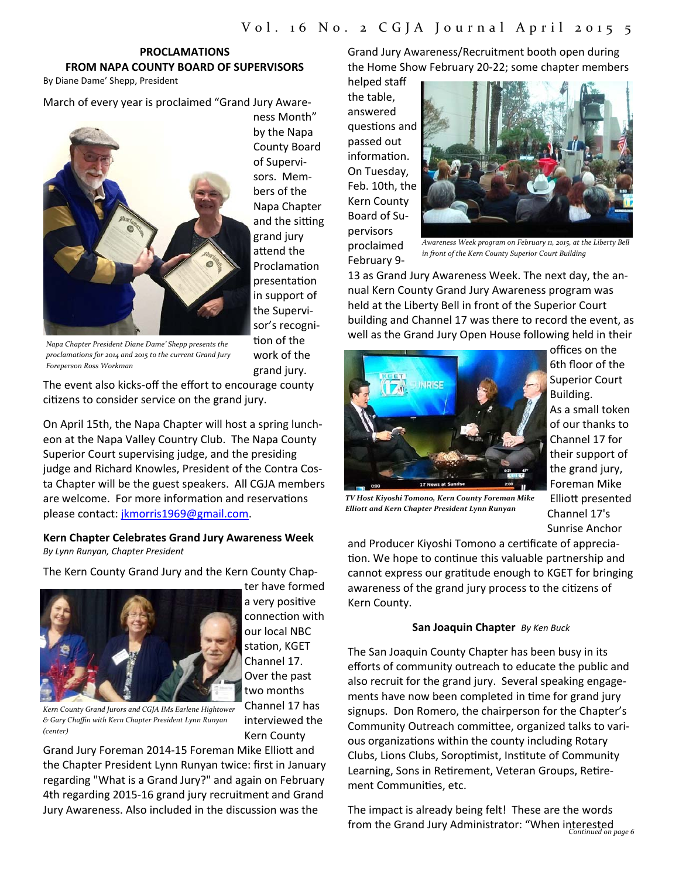### PROCLAMATIONS FROM NAPA COUNTY BOARD OF SUPERVISORS

By Diane Dame' Shepp, President

March of every year is proclaimed "Grand Jury Awareness Month" by the Napa County Board of Supervisors. Members of the Napa Chapter and the sitting grand jury attend the Proclamation presentation in support of the Supervisor's recognition of the work of the grand jury. The event also kicks-off the effort to encourage county citizens to consider service on the grand jury.

*Napa Chapter President Diane Dame' Shepp presents the proclamations for 2014 and 2015 to the current Grand Jury Foreperson Ross Workman*

On April 15th, the Napa Chapter will host a spring luncheon at the Napa Valley Country Club. The Napa County Superior Court supervising judge, and the presiding judge and Richard Knowles, President of the Contra Costa Chapter will be the guest speakers. All CGJA members are welcome. For more information and reservations please contact: jkmorris1969@gmail.com.

### Kern Chapter Celebrates Grand Jury Awareness Week

*By Lynn Runyan, Chapter President*

The Kern County Grand Jury and the Kern County Chapter have formed a very positive connection with our local NBC station, KGET Channel 17. Over the past two months Channel 17 has interviewed the Kern County Grand Jury Foreman 2014-15 Foreman Mike Elliott and the Chapter President Lynn Runyan twice: first in January regarding "What is a Grand Jury?" and again on February 4th regarding 2015-16 grand jury recruitment and Grand Jury Awareness. Also included in the discussion was the Grand Jury Awareness/Recruitment booth open during the Home Show February 20-22; some chapter members helped staff the table, answered questions and passed out information. On Tuesday, Feb. 10th, the Kern County Board of Supervisors proclaimed February 9-13 as Grand Jury Awareness Week. The next day, the annual Kern County Grand Jury Awareness program was held at the Liberty Bell in front of the Superior Court building and Channel 17 was there to record the event, as well as the Grand Jury Open House following held in their offices on the 6th floor of the Superior Court Building. As a small token of our thanks to Channel 17 for their support of the grand jury, Foreman Mike Elliott presented Channel 17's Sunrise Anchor and Producer Kiyoshi Tomono a certificate of appreciation. We hope to continue this valuable partnership and cannot express our gratitude enough to KGET for bringing awareness of the grand jury process to the citizens of Kern County.

*Kern County Grand Jurors and CGJA IMs Earlene Hightower & Gary Chaffin with Kern Chapter President Lynn Runyan (center)*

*Awareness Week program on February 11, 2015, at the Liberty Bell in front of the Kern County Superior Court Building*

*TV Host Kiyoshi Tomono, Kern County Foreman Mike Elliott and Kern Chapter President Lynn Runyan*

### San Joaquin Chapter *By Ken Buck*

The San Joaquin County Chapter has been busy in its efforts of community outreach to educate the public and also recruit for the grand jury. Several speaking engagements have now been completed in time for grand jury signups. Don Romero, the chairperson for the Chapter's Community Outreach committee, organized talks to various organizations within the county including Rotary Clubs, Lions Clubs, Soroptimist, Institute of Community Learning, Sons in Retirement, Veteran Groups, Retirement Communities, etc.

The impact is already being felt! These are the words from the Grand Jury Administrator: "When interested

*Continued on page 6*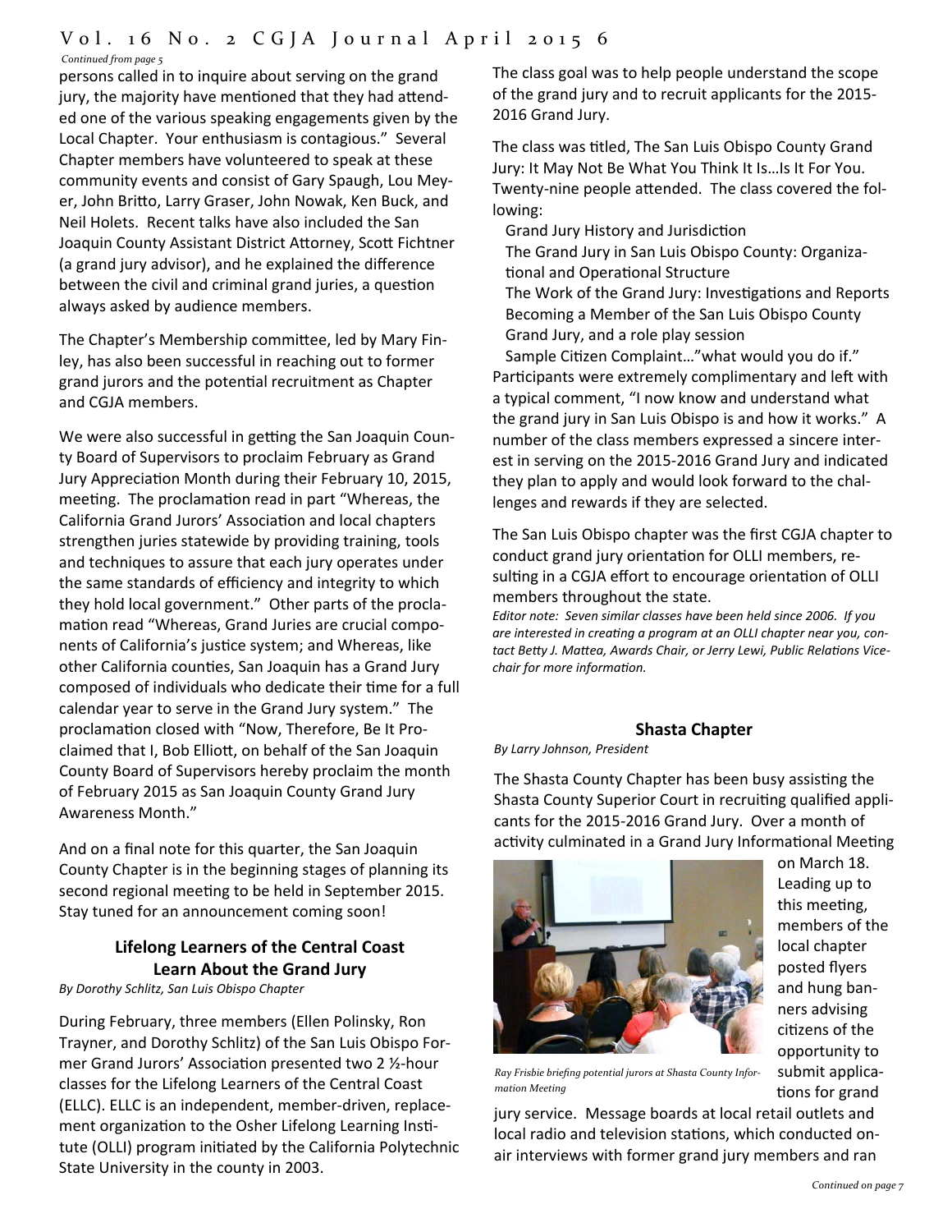*Continued from page 5*

persons called in to inquire about serving on the grand jury, the majority have mentioned that they had attended one of the various speaking engagements given by the Local Chapter. Your enthusiasm is contagious." Several Chapter members have volunteered to speak at these community events and consist of Gary Spaugh, Lou Meyer, John Britto, Larry Graser, John Nowak, Ken Buck, and Neil Holets. Recent talks have also included the San Joaquin County Assistant District Attorney, Scott Fichtner (a grand jury advisor), and he explained the difference between the civil and criminal grand juries, a question always asked by audience members.

The Chapter's Membership committee, led by Mary Finley, has also been successful in reaching out to former grand jurors and the potential recruitment as Chapter and CGJA members.

We were also successful in getting the San Joaquin County Board of Supervisors to proclaim February as Grand Jury Appreciation Month during their February 10, 2015, meeting. The proclamation read in part "Whereas, the California Grand Jurors' Association and local chapters strengthen juries statewide by providing training, tools and techniques to assure that each jury operates under the same standards of efficiency and integrity to which they hold local government." Other parts of the proclamation read "Whereas, Grand Juries are crucial components of California's justice system; and Whereas, like other California counties, San Joaquin has a Grand Jury composed of individuals who dedicate their time for a full calendar year to serve in the Grand Jury system." The proclamation closed with "Now, Therefore, Be It Proclaimed that I, Bob Elliott, on behalf of the San Joaquin County Board of Supervisors hereby proclaim the month of February 2015 as San Joaquin County Grand Jury Awareness Month."

And on a final note for this quarter, the San Joaquin County Chapter is in the beginning stages of planning its second regional meeting to be held in September 2015. Stay tuned for an announcement coming soon!

## Lifelong Learners of the Central Coast Learn About the Grand Jury

*By Dorothy Schlitz, San Luis Obispo Chapter*

During February, three members (Ellen Polinsky, Ron Trayner, and Dorothy Schlitz) of the San Luis Obispo Former Grand Jurors' Association presented two 2 ½-hour classes for the Lifelong Learners of the Central Coast (ELLC). ELLC is an independent, member-driven, replacement organization to the Osher Lifelong Learning Institute (OLLI) program initiated by the California Polytechnic State University in the county in 2003.

The class goal was to help people understand the scope of the grand jury and to recruit applicants for the 2015-2016 Grand Jury.

The class was titled, The San Luis Obispo County Grand Jury: It May Not Be What You Think It Is…Is It For You. Twenty-nine people attended. The class covered the following:

- Grand Jury History and Jurisdiction
- The Grand Jury in San Luis Obispo County: Organizational and Operational Structure
- The Work of the Grand Jury: Investigations and Reports
- Becoming a Member of the San Luis Obispo County Grand Jury, and a role play session
- Sample Citizen Complaint…"what would you do if."

Participants were extremely complimentary and left with a typical comment, "I now know and understand what the grand jury in San Luis Obispo is and how it works." A number of the class members expressed a sincere interest in serving on the 2015-2016 Grand Jury and indicated they plan to apply and would look forward to the challenges and rewards if they are selected.

The San Luis Obispo chapter was the first CGJA chapter to conduct grand jury orientation for OLLI members, resulting in a CGJA effort to encourage orientation of OLLI members throughout the state.

*Editor note: Seven similar classes have been held since 2006. If you are interested in creating a program at an OLLI chapter near you, contact Betty J. Mattea, Awards Chair, or Jerry Lewi, Public Relations Vice-chair for more information.*

## Shasta Chapter

*By Larry Johnson, President*

The Shasta County Chapter has been busy assisting the Shasta County Superior Court in recruiting qualified applicants for the 2015-2016 Grand Jury. Over a month of activity culminated in a Grand Jury Informational Meeting on March 18. Leading up to this meeting, members of the local chapter posted flyers and hung banners advising citizens of the opportunity to submit applications for grand jury service. Message boards at local retail outlets and local radio and television stations, which conducted on-air interviews with former grand jury members and ran

*Ray Frisbie briefing potential jurors at Shasta County Information Meeting*

*Continued on page 7*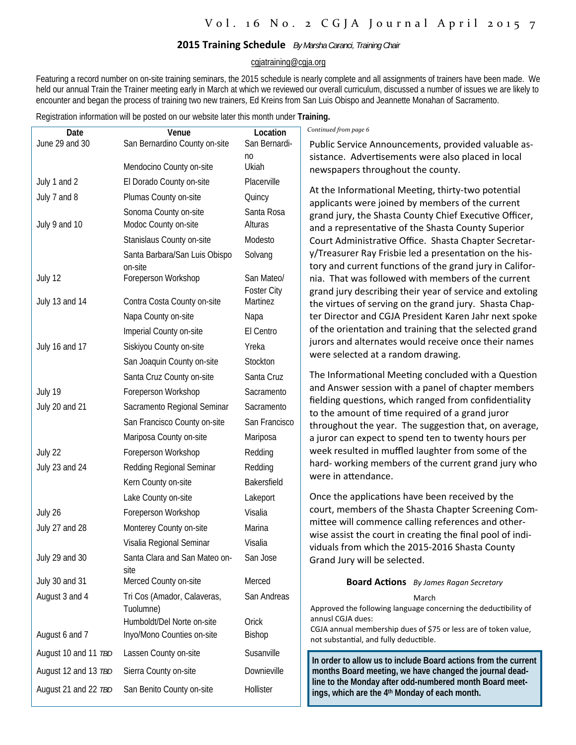## 2015 Training Schedule *By Marsha Caranci, Training Chair*

cgjatraining@cgja.org

Featuring a record number on on-site training seminars, the 2015 schedule is nearly complete and all assignments of trainers have been made. We held our annual Train the Trainer meeting early in March at which we reviewed our overall curriculum, discussed a number of issues we are likely to encounter and began the process of training two new trainers, Ed Kreins from San Luis Obispo and Jeannette Monahan of Sacramento.

Registration information will be posted on our website later this month under **Training.**

| Date | Venue | Location |
|---|---|---|
| June 29 and 30 | San Bernardino County on-site | San Bernardino |
| | Mendocino County on-site | Ukiah |
| July 1 and 2 | El Dorado County on-site | Placerville |
| July 7 and 8 | Plumas County on-site | Quincy |
| | Sonoma County on-site | Santa Rosa |
| July 9 and 10 | Modoc County on-site | Alturas |
| | Stanislaus County on-site | Modesto |
| | Santa Barbara/San Luis Obispo on-site | Solvang |
| July 12 | Foreperson Workshop | San Mateo/ Foster City |
| July 13 and 14 | Contra Costa County on-site | Martinez |
| | Napa County on-site | Napa |
| | Imperial County on-site | El Centro |
| July 16 and 17 | Siskiyou County on-site | Yreka |
| | San Joaquin County on-site | Stockton |
| | Santa Cruz County on-site | Santa Cruz |
| July 19 | Foreperson Workshop | Sacramento |
| July 20 and 21 | Sacramento Regional Seminar | Sacramento |
| | San Francisco County on-site | San Francisco |
| | Mariposa County on-site | Mariposa |
| July 22 | Foreperson Workshop | Redding |
| July 23 and 24 | Redding Regional Seminar | Redding |
| | Kern County on-site | Bakersfield |
| | Lake County on-site | Lakeport |
| July 26 | Foreperson Workshop | Visalia |
| July 27 and 28 | Monterey County on-site | Marina |
| | Visalia Regional Seminar | Visalia |
| July 29 and 30 | Santa Clara and San Mateo on-site | San Jose |
| July 30 and 31 | Merced County on-site | Merced |
| August 3 and 4 | Tri Cos (Amador, Calaveras, Tuolumne) | San Andreas |
| | Humboldt/Del Norte on-site | Orick |
| August 6 and 7 | Inyo/Mono Counties on-site | Bishop |
| August 10 and 11 *TBD* | Lassen County on-site | Susanville |
| August 12 and 13 *TBD* | Sierra County on-site | Downieville |
| August 21 and 22 *TBD* | San Benito County on-site | Hollister |

*Continued from page 6*

Public Service Announcements, provided valuable assistance. Advertisements were also placed in local newspapers throughout the county.

At the Informational Meeting, thirty-two potential applicants were joined by members of the current grand jury, the Shasta County Chief Executive Officer, and a representative of the Shasta County Superior Court Administrative Office. Shasta Chapter Secretary/Treasurer Ray Frisbie led a presentation on the history and current functions of the grand jury in California. That was followed with members of the current grand jury describing their year of service and extoling the virtues of serving on the grand jury. Shasta Chapter Director and CGJA President Karen Jahr next spoke of the orientation and training that the selected grand jurors and alternates would receive once their names were selected at a random drawing.

The Informational Meeting concluded with a Question and Answer session with a panel of chapter members fielding questions, which ranged from confidentiality to the amount of time required of a grand juror throughout the year. The suggestion that, on average, a juror can expect to spend ten to twenty hours per week resulted in muffled laughter from some of the hard- working members of the current grand jury who were in attendance.

Once the applications have been received by the court, members of the Shasta Chapter Screening Committee will commence calling references and otherwise assist the court in creating the final pool of individuals from which the 2015-2016 Shasta County Grand Jury will be selected.

### Board Actions *By James Ragan Secretary*

March

Approved the following language concerning the deductibility of annusl CGJA dues:

CGJA annual membership dues of $75 or less are of token value, not substantial, and fully deductible.

**In order to allow us to include Board actions from the current months Board meeting, we have changed the journal deadline to the Monday after odd-numbered month Board meetings, which are the 4th Monday of each month.**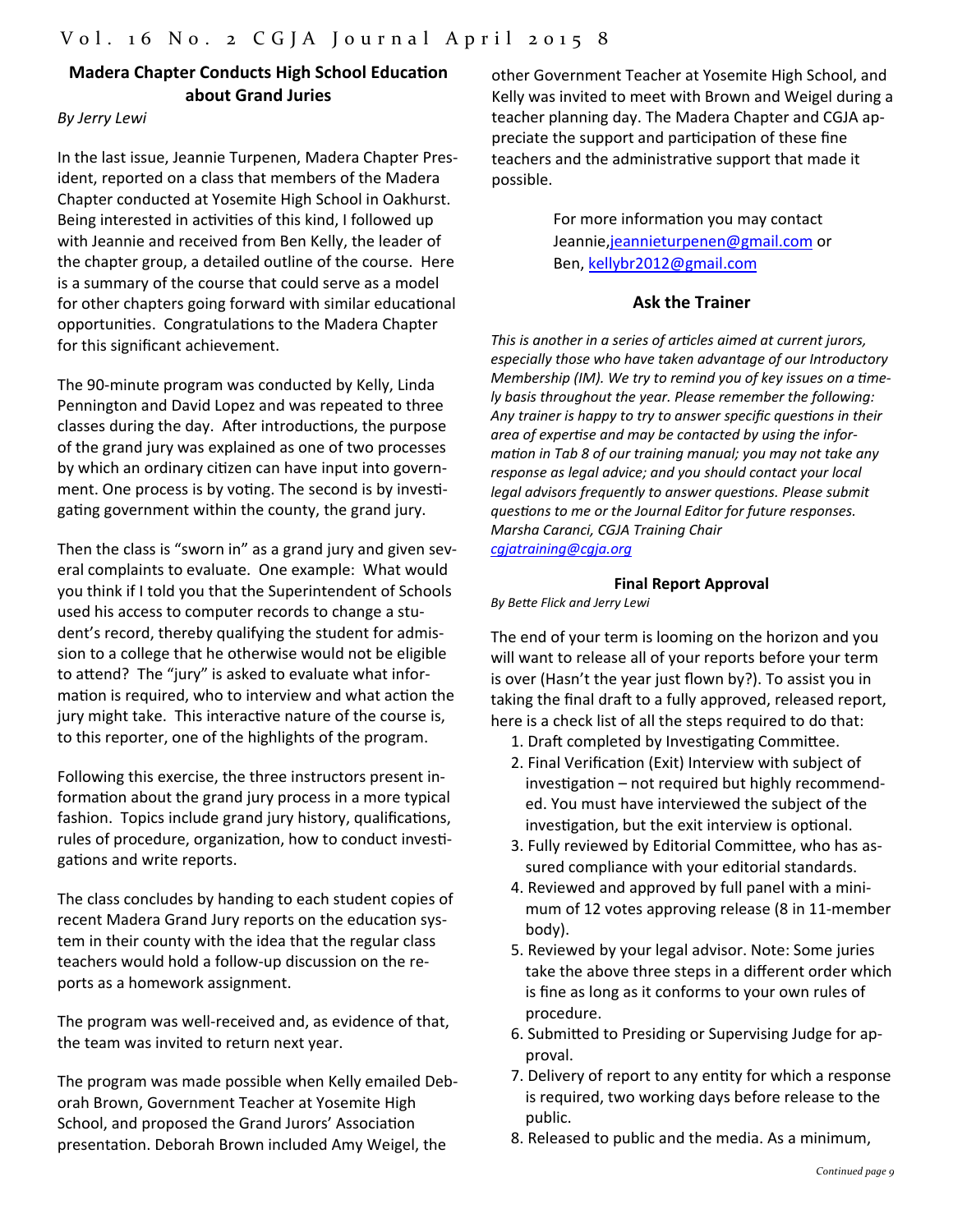## Madera Chapter Conducts High School Education about Grand Juries

*By Jerry Lewi*

In the last issue, Jeannie Turpenen, Madera Chapter President, reported on a class that members of the Madera Chapter conducted at Yosemite High School in Oakhurst. Being interested in activities of this kind, I followed up with Jeannie and received from Ben Kelly, the leader of the chapter group, a detailed outline of the course. Here is a summary of the course that could serve as a model for other chapters going forward with similar educational opportunities. Congratulations to the Madera Chapter for this significant achievement.

The 90-minute program was conducted by Kelly, Linda Pennington and David Lopez and was repeated to three classes during the day. After introductions, the purpose of the grand jury was explained as one of two processes by which an ordinary citizen can have input into government. One process is by voting. The second is by investigating government within the county, the grand jury.

Then the class is "sworn in" as a grand jury and given several complaints to evaluate. One example: What would you think if I told you that the Superintendent of Schools used his access to computer records to change a student's record, thereby qualifying the student for admission to a college that he otherwise would not be eligible to attend? The "jury" is asked to evaluate what information is required, who to interview and what action the jury might take. This interactive nature of the course is, to this reporter, one of the highlights of the program.

Following this exercise, the three instructors present information about the grand jury process in a more typical fashion. Topics include grand jury history, qualifications, rules of procedure, organization, how to conduct investigations and write reports.

The class concludes by handing to each student copies of recent Madera Grand Jury reports on the education system in their county with the idea that the regular class teachers would hold a follow-up discussion on the reports as a homework assignment.

The program was well-received and, as evidence of that, the team was invited to return next year.

The program was made possible when Kelly emailed Deborah Brown, Government Teacher at Yosemite High School, and proposed the Grand Jurors' Association presentation. Deborah Brown included Amy Weigel, the other Government Teacher at Yosemite High School, and Kelly was invited to meet with Brown and Weigel during a teacher planning day. The Madera Chapter and CGJA appreciate the support and participation of these fine teachers and the administrative support that made it possible.

For more information you may contact Jeannie, jeannieturpenen@gmail.com or Ben, kellybr2012@gmail.com

## Ask the Trainer

*This is another in a series of articles aimed at current jurors, especially those who have taken advantage of our Introductory Membership (IM). We try to remind you of key issues on a timely basis throughout the year. Please remember the following: Any trainer is happy to try to answer specific questions in their area of expertise and may be contacted by using the information in Tab 8 of our training manual; you may not take any response as legal advice; and you should contact your local legal advisors frequently to answer questions. Please submit questions to me or the Journal Editor for future responses. Marsha Caranci, CGJA Training Chair* *cgjatraining@cgja.org*

### Final Report Approval

*By Bette Flick and Jerry Lewi*

The end of your term is looming on the horizon and you will want to release all of your reports before your term is over (Hasn't the year just flown by?). To assist you in taking the final draft to a fully approved, released report, here is a check list of all the steps required to do that:

1. Draft completed by Investigating Committee.
2. Final Verification (Exit) Interview with subject of investigation – not required but highly recommended. You must have interviewed the subject of the investigation, but the exit interview is optional.
3. Fully reviewed by Editorial Committee, who has assured compliance with your editorial standards.
4. Reviewed and approved by full panel with a minimum of 12 votes approving release (8 in 11-member body).
5. Reviewed by your legal advisor. Note: Some juries take the above three steps in a different order which is fine as long as it conforms to your own rules of procedure.
6. Submitted to Presiding or Supervising Judge for approval.
7. Delivery of report to any entity for which a response is required, two working days before release to the public.
8. Released to public and the media. As a minimum,

*Continued page 9*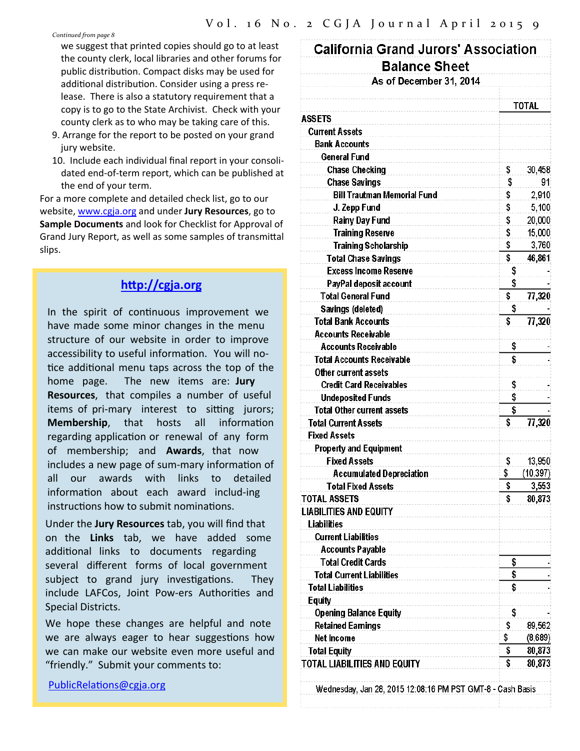*Continued from page 8*

we suggest that printed copies should go to at least the county clerk, local libraries and other forums for public distribution. Compact disks may be used for additional distribution. Consider using a press release. There is also a statutory requirement that a copy is to go to the State Archivist. Check with your county clerk as to who may be taking care of this.

9. Arrange for the report to be posted on your grand jury website.
10. Include each individual final report in your consolidated end-of-term report, which can be published at the end of your term.

For a more complete and detailed check list, go to our website, www.cgja.org and under **Jury Resources**, go to **Sample Documents** and look for Checklist for Approval of Grand Jury Report, as well as some samples of transmittal slips.

## http://cgja.org

In the spirit of continuous improvement we have made some minor changes in the menu structure of our website in order to improve accessibility to useful information. You will notice additional menu taps across the top of the home page. The new items are: **Jury Resources**, that compiles a number of useful items of pri-mary interest to sitting jurors; **Membership**, that hosts all information regarding application or renewal of any form of membership; and **Awards**, that now includes a new page of sum-mary information of all our awards with links to detailed information about each award includ-ing instructions how to submit nominations.

Under the **Jury Resources** tab, you will find that on the **Links** tab, we have added some additional links to documents regarding several different forms of local government subject to grand jury investigations. They include LAFCos, Joint Pow-ers Authorities and Special Districts.

We hope these changes are helpful and note we are always eager to hear suggestions how we can make our website even more useful and "friendly." Submit your comments to:

PublicRelations@cgja.org

## California Grand Jurors' Association
## Balance Sheet
### As of December 31, 2014

| | TOTAL |
|---|---|
| **ASSETS** | |
| Current Assets | |
| Bank Accounts | |
| General Fund | |
| Chase Checking | $ 30,458 |
| Chase Savings | $ 91 |
| Bill Trautman Memorial Fund | $ 2,910 |
| J. Zepp Fund | $ 5,100 |
| Rainy Day Fund | $ 20,000 |
| Training Reserve | $ 15,000 |
| Training Scholarship | $ 3,760 |
| Total Chase Savings | $ 46,861 |
| Excess Income Reserve | $ - |
| PayPal deposit account | $ - |
| Total General Fund | $ 77,320 |
| Savings (deleted) | $ - |
| Total Bank Accounts | $ 77,320 |
| Accounts Receivable | |
| Accounts Receivable | $ - |
| Total Accounts Receivable | $ - |
| Other current assets | |
| Credit Card Receivables | $ - |
| Undeposited Funds | $ - |
| Total Other current assets | $ - |
| Total Current Assets | $ 77,320 |
| Fixed Assets | |
| Property and Equipment | |
| Fixed Assets | $ 13,950 |
| Accumulated Depreciation | $ (10,397) |
| Total Fixed Assets | $ 3,553 |
| **TOTAL ASSETS** | $ 80,873 |
| **LIABILITIES AND EQUITY** | |
| Liabilities | |
| Current Liabilities | |
| Accounts Payable | |
| Total Credit Cards | $ - |
| Total Current Liabilities | $ - |
| Total Liabilities | $ - |
| Equity | |
| Opening Balance Equity | $ - |
| Retained Earnings | $ 89,562 |
| Net Income | $ (8,689) |
| Total Equity | $ 80,873 |
| **TOTAL LIABILITIES AND EQUITY** | $ 80,873 |

Wednesday, Jan 28, 2015 12:08:16 PM PST GMT-8 - Cash Basis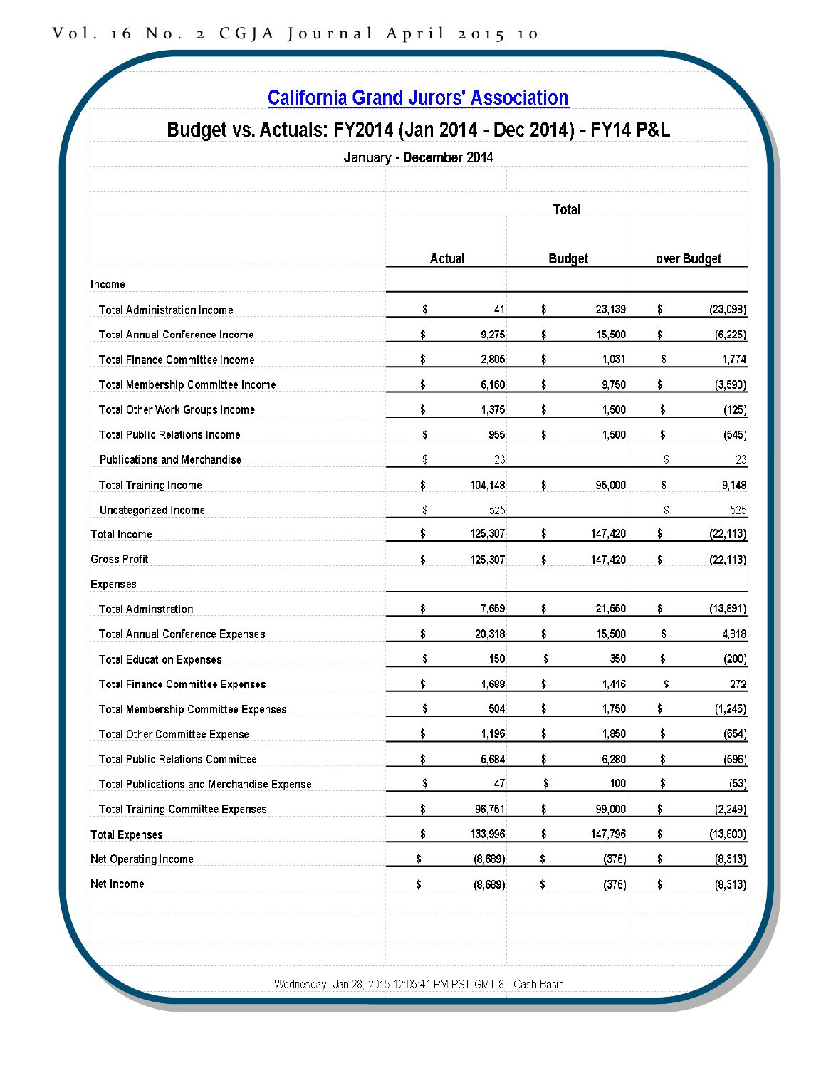## California Grand Jurors' Association

### Budget vs. Actuals: FY2014 (Jan 2014 - Dec 2014) - FY14 P&L

January - December 2014

| | Total | | |
|---|---|---|---|
| | Actual | Budget | over Budget |
| **Income** | | | |
| Total Administration Income | $ 41 | $ 23,139 | $ (23,098) |
| Total Annual Conference Income | $ 9,275 | $ 15,500 | $ (6,225) |
| Total Finance Committee Income | $ 2,805 | $ 1,031 | $ 1,774 |
| Total Membership Committee Income | $ 6,160 | $ 9,750 | $ (3,590) |
| Total Other Work Groups Income | $ 1,375 | $ 1,500 | $ (125) |
| Total Public Relations Income | $ 955 | $ 1,500 | $ (545) |
| Publications and Merchandise | $ 23 | | $ 23 |
| Total Training Income | $ 104,148 | $ 95,000 | $ 9,148 |
| Uncategorized Income | $ 525 | | $ 525 |
| **Total Income** | $ 125,307 | $ 147,420 | $ (22,113) |
| **Gross Profit** | $ 125,307 | $ 147,420 | $ (22,113) |
| **Expenses** | | | |
| Total Adminstration | $ 7,659 | $ 21,550 | $ (13,891) |
| Total Annual Conference Expenses | $ 20,318 | $ 15,500 | $ 4,818 |
| Total Education Expenses | $ 150 | $ 350 | $ (200) |
| Total Finance Committee Expenses | $ 1,688 | $ 1,416 | $ 272 |
| Total Membership Committee Expenses | $ 504 | $ 1,750 | $ (1,246) |
| Total Other Committee Expense | $ 1,196 | $ 1,850 | $ (654) |
| Total Public Relations Committee | $ 5,684 | $ 6,280 | $ (596) |
| Total Publications and Merchandise Expense | $ 47 | $ 100 | $ (53) |
| Total Training Committee Expenses | $ 96,751 | $ 99,000 | $ (2,249) |
| **Total Expenses** | $ 133,996 | $ 147,796 | $ (13,800) |
| **Net Operating Income** | $ (8,689) | $ (376) | $ (8,313) |
| **Net Income** | $ (8,689) | $ (376) | $ (8,313) |

Wednesday, Jan 28, 2015 12:05:41 PM PST GMT-8 - Cash Basis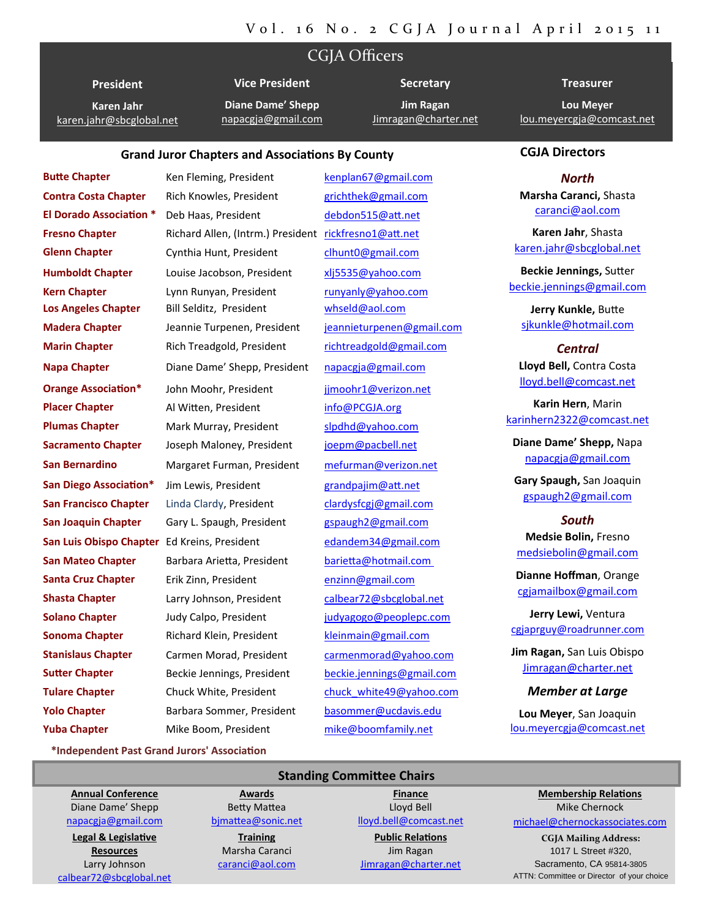# CGJA Officers

| President | Vice President | Secretary | Treasurer |
|---|---|---|---|
| Karen Jahr | Diane Dame' Shepp | Jim Ragan | Lou Meyer |
| karen.jahr@sbcglobal.net | napacgja@gmail.com | Jimragan@charter.net | lou.meyercgja@comcast.net |

## Grand Juror Chapters and Associations By County

| Chapter | President | Email |
|---|---|---|
| **Butte Chapter** | Ken Fleming, President | kenplan67@gmail.com |
| **Contra Costa Chapter** | Rich Knowles, President | grichthek@gmail.com |
| **El Dorado Association** * | Deb Haas, President | debdon515@att.net |
| **Fresno Chapter** | Richard Allen, (Intrm.) President | rickfresno1@att.net |
| **Glenn Chapter** | Cynthia Hunt, President | clhunt0@gmail.com |
| **Humboldt Chapter** | Louise Jacobson, President | xlj5535@yahoo.com |
| **Kern Chapter** | Lynn Runyan, President | runyanly@yahoo.com |
| **Los Angeles Chapter** | Bill Selditz, President | whseld@aol.com |
| **Madera Chapter** | Jeannie Turpenen, President | jeannieturpenen@gmail.com |
| **Marin Chapter** | Rich Treadgold, President | richtreadgold@gmail.com |
| **Napa Chapter** | Diane Dame' Shepp, President | napacgja@gmail.com |
| **Orange Association*** | John Moohr, President | jjmoohr1@verizon.net |
| **Placer Chapter** | Al Witten, President | info@PCGJA.org |
| **Plumas Chapter** | Mark Murray, President | slpdhd@yahoo.com |
| **Sacramento Chapter** | Joseph Maloney, President | joepm@pacbell.net |
| **San Bernardino** | Margaret Furman, President | mefurman@verizon.net |
| **San Diego Association*** | Jim Lewis, President | grandpajim@att.net |
| **San Francisco Chapter** | Linda Clardy, President | clardysfcgj@gmail.com |
| **San Joaquin Chapter** | Gary L. Spaugh, President | gspaugh2@gmail.com |
| **San Luis Obispo Chapter** | Ed Kreins, President | edandem34@gmail.com |
| **San Mateo Chapter** | Barbara Arietta, President | barietta@hotmail.com |
| **Santa Cruz Chapter** | Erik Zinn, President | enzinn@gmail.com |
| **Shasta Chapter** | Larry Johnson, President | calbear72@sbcglobal.net |
| **Solano Chapter** | Judy Calpo, President | judyagogo@peoplepc.com |
| **Sonoma Chapter** | Richard Klein, President | kleinmain@gmail.com |
| **Stanislaus Chapter** | Carmen Morad, President | carmenmorad@yahoo.com |
| **Sutter Chapter** | Beckie Jennings, President | beckie.jennings@gmail.com |
| **Tulare Chapter** | Chuck White, President | chuck_white49@yahoo.com |
| **Yolo Chapter** | Barbara Sommer, President | basommer@ucdavis.edu |
| **Yuba Chapter** | Mike Boom, President | mike@boomfamily.net |

**\*Independent Past Grand Jurors' Association**

## CGJA Directors

### *North*

**Marsha Caranci,** Shasta
caranci@aol.com

**Karen Jahr**, Shasta
karen.jahr@sbcglobal.net

**Beckie Jennings,** Sutter
beckie.jennings@gmail.com

**Jerry Kunkle,** Butte
sjkunkle@hotmail.com

### *Central*

**Lloyd Bell,** Contra Costa
lloyd.bell@comcast.net

**Karin Hern**, Marin
karinhern2322@comcast.net

**Diane Dame' Shepp,** Napa
napacgja@gmail.com

**Gary Spaugh,** San Joaquin
gspaugh2@gmail.com

### *South*

**Medsie Bolin,** Fresno
medsiebolin@gmail.com

**Dianne Hoffman**, Orange
cgjamailbox@gmail.com

**Jerry Lewi,** Ventura
cgjaprguy@roadrunner.com

**Jim Ragan,** San Luis Obispo
Jimragan@charter.net

### *Member at Large*

**Lou Meyer**, San Joaquin
lou.meyercgja@comcast.net

## Standing Committee Chairs

| Annual Conference | Awards | Finance | Membership Relations |
|---|---|---|---|
| Diane Dame' Shepp | Betty Mattea | Lloyd Bell | Mike Chernock |
| napacgja@gmail.com | bjmattea@sonic.net | lloyd.bell@comcast.net | michael@chernockassociates.com |
| **Legal & Legislative Resources** | **Training** | **Public Relations** | **CGJA Mailing Address:** |
| Larry Johnson | Marsha Caranci | Jim Ragan | 1017 L Street #320, |
| calbear72@sbcglobal.net | caranci@aol.com | Jimragan@charter.net | Sacramento, CA 95814-3805 |
| | | | ATTN: Committee or Director of your choice |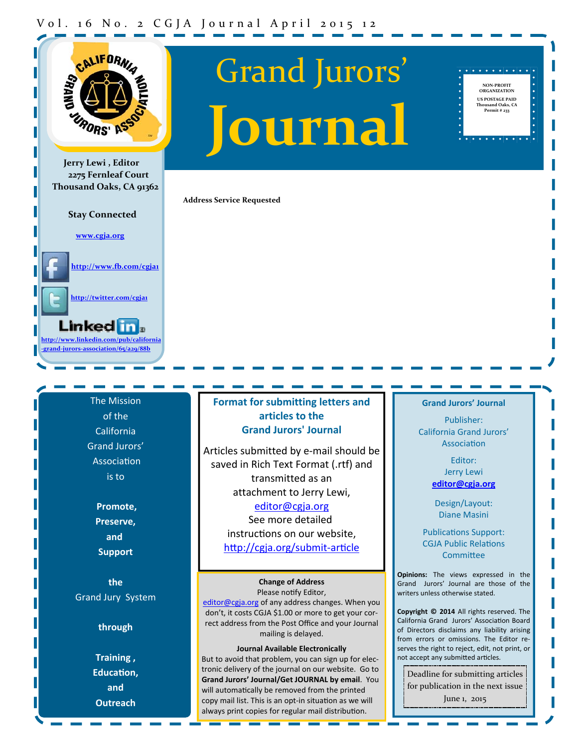# Grand Jurors' Journal

Jerry Lewi , Editor
2275 Fernleaf Court
Thousand Oaks, CA 91362

NON-PROFIT ORGANIZATION
US POSTAGE PAID
Thousand Oaks, CA
Permit # 233

Address Service Requested

**Stay Connected**

www.cgja.org

http://www.fb.com/cgja1

http://twitter.com/cgja1

LinkedIn
http://www.linkedin.com/pub/california-grand-jurors-association/65/a29/88b

The Mission of the California Grand Jurors' Association is to

**Promote, Preserve, and Support**

**the** Grand Jury System

**through**

**Training , Education, and Outreach**

## Format for submitting letters and articles to the Grand Jurors' Journal

Articles submitted by e-mail should be saved in Rich Text Format (.rtf) and transmitted as an attachment to Jerry Lewi, editor@cgja.org See more detailed instructions on our website, http://cgja.org/submit-article

**Change of Address**
Please notify Editor, editor@cgja.org of any address changes. When you don't, it costs CGJA $1.00 or more to get your correct address from the Post Office and your Journal mailing is delayed.

**Journal Available Electronically**
But to avoid that problem, you can sign up for electronic delivery of the journal on our website. Go to **Grand Jurors' Journal/Get JOURNAL by email**. You will automatically be removed from the printed copy mail list. This is an opt-in situation as we will always print copies for regular mail distribution.

**Grand Jurors' Journal**

Publisher:
California Grand Jurors' Association

Editor:
Jerry Lewi
**editor@cgja.org**

Design/Layout:
Diane Masini

Publications Support:
CGJA Public Relations Committee

**Opinions:** The views expressed in the Grand Jurors' Journal are those of the writers unless otherwise stated.

**Copyright © 2014** All rights reserved. The California Grand Jurors' Association Board of Directors disclaims any liability arising from errors or omissions. The Editor reserves the right to reject, edit, not print, or not accept any submitted articles.

Deadline for submitting articles for publication in the next issue June 1, 2015